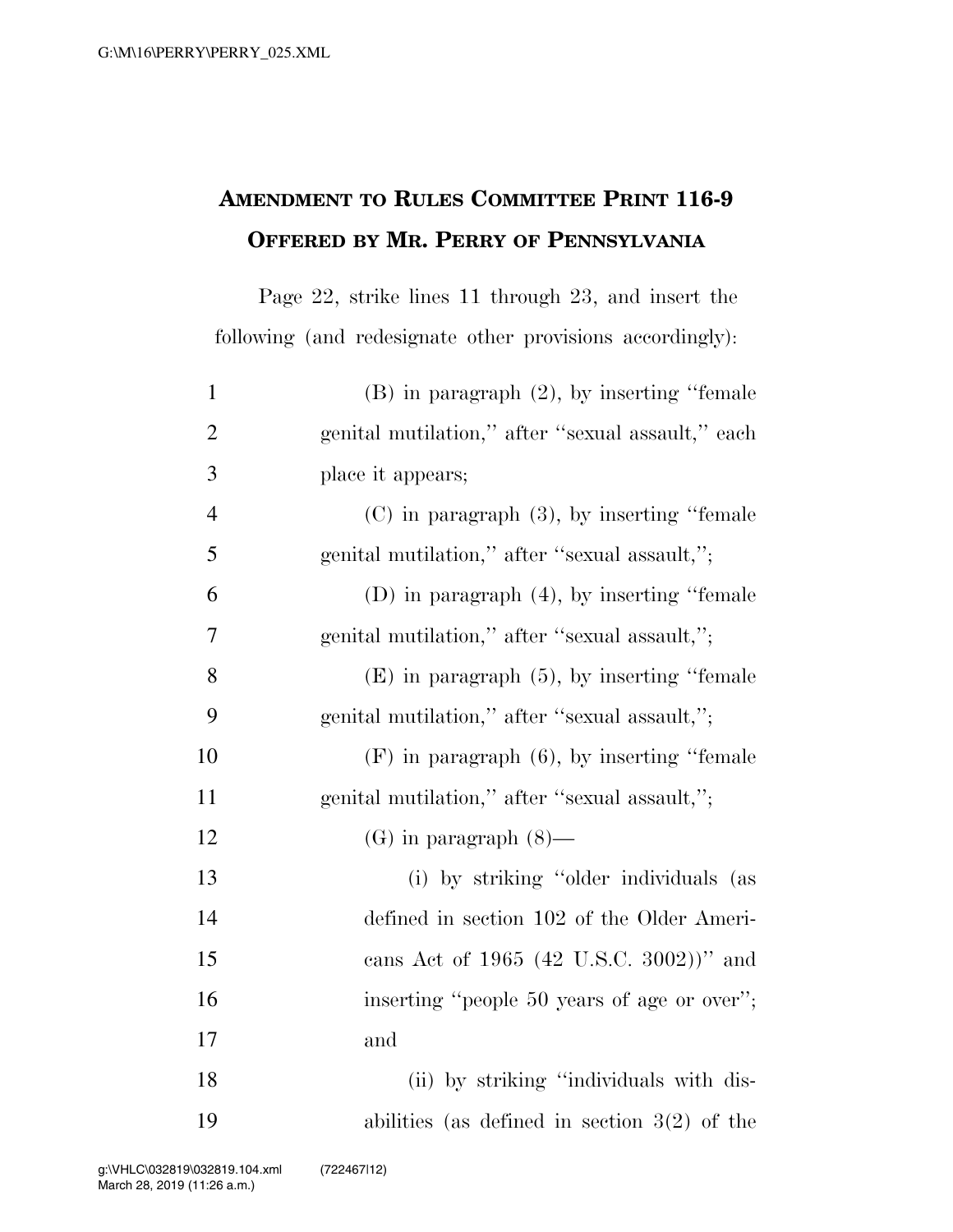# AMENDMENT TO RULES COMMITTEE PRINT 116-9 OFFERED BY MR. PERRY OF PENNSYLVANIA

Page 22, strike lines 11 through 23, and insert the following (and redesignate other provisions accordingly):

(B) in paragraph (2), by inserting "female genital mutilation," after "sexual assault," each place it appears;

(C) in paragraph (3), by inserting "female genital mutilation," after "sexual assault,";

(D) in paragraph (4), by inserting "female genital mutilation," after "sexual assault,";

(E) in paragraph (5), by inserting "female genital mutilation," after "sexual assault,";

(F) in paragraph (6), by inserting "female genital mutilation," after "sexual assault,";

(G) in paragraph (8)—

(i) by striking "older individuals (as defined in section 102 of the Older Americans Act of 1965 (42 U.S.C. 3002))" and inserting "people 50 years of age or over"; and

(ii) by striking "individuals with disabilities (as defined in section 3(2) of the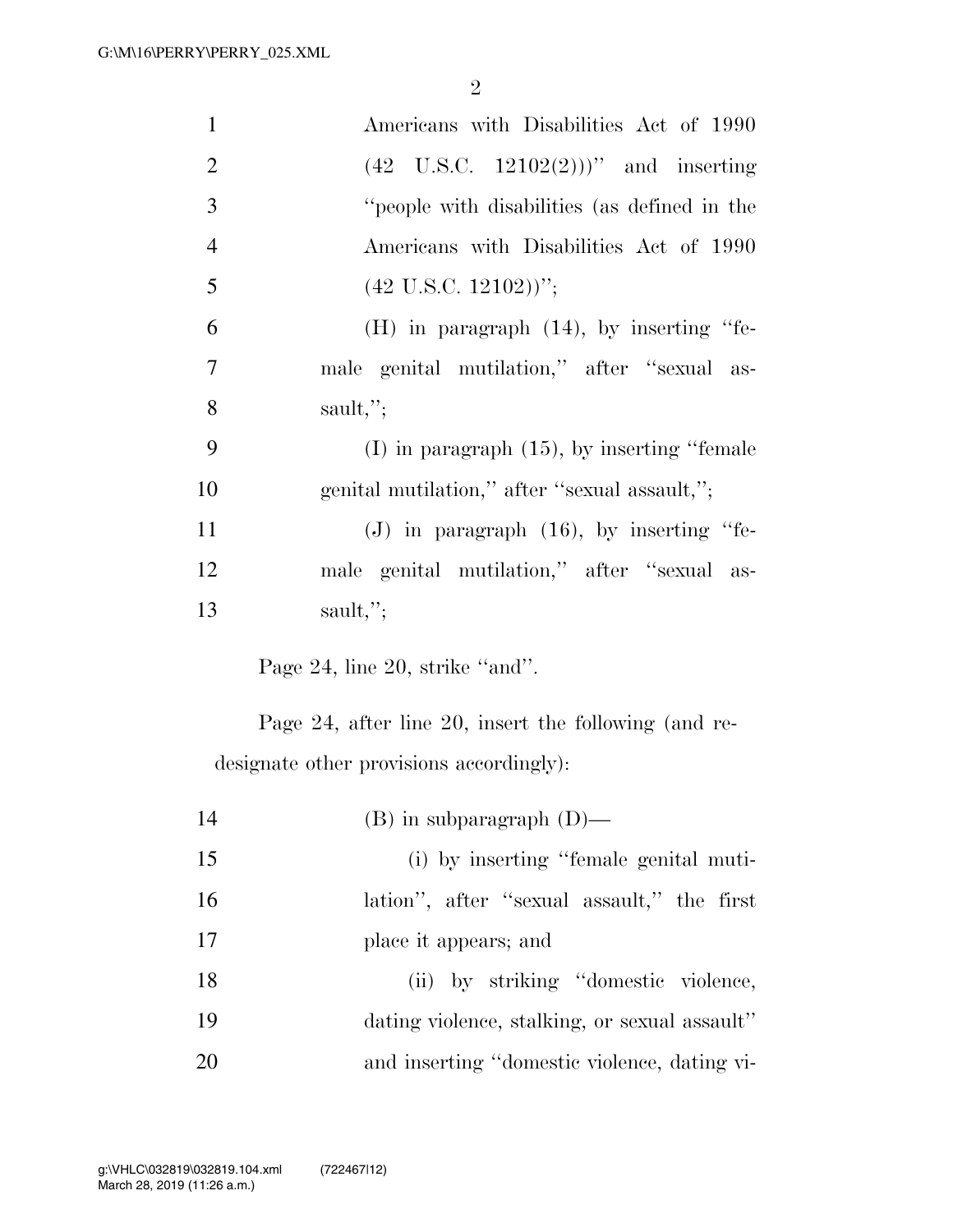Americans with Disabilities Act of 1990 (42 U.S.C. 12102(2)))'' and inserting ''people with disabilities (as defined in the Americans with Disabilities Act of 1990 (42 U.S.C. 12102))'';

(H) in paragraph (14), by inserting ''female genital mutilation,'' after ''sexual assault,'';

(I) in paragraph (15), by inserting ''female genital mutilation,'' after ''sexual assault,'';

(J) in paragraph (16), by inserting ''female genital mutilation,'' after ''sexual assault,'';

Page 24, line 20, strike ''and''.

Page 24, after line 20, insert the following (and redesignate other provisions accordingly):

(B) in subparagraph (D)—

(i) by inserting ''female genital mutilation'', after ''sexual assault,'' the first place it appears; and

(ii) by striking ''domestic violence, dating violence, stalking, or sexual assault'' and inserting ''domestic violence, dating vi-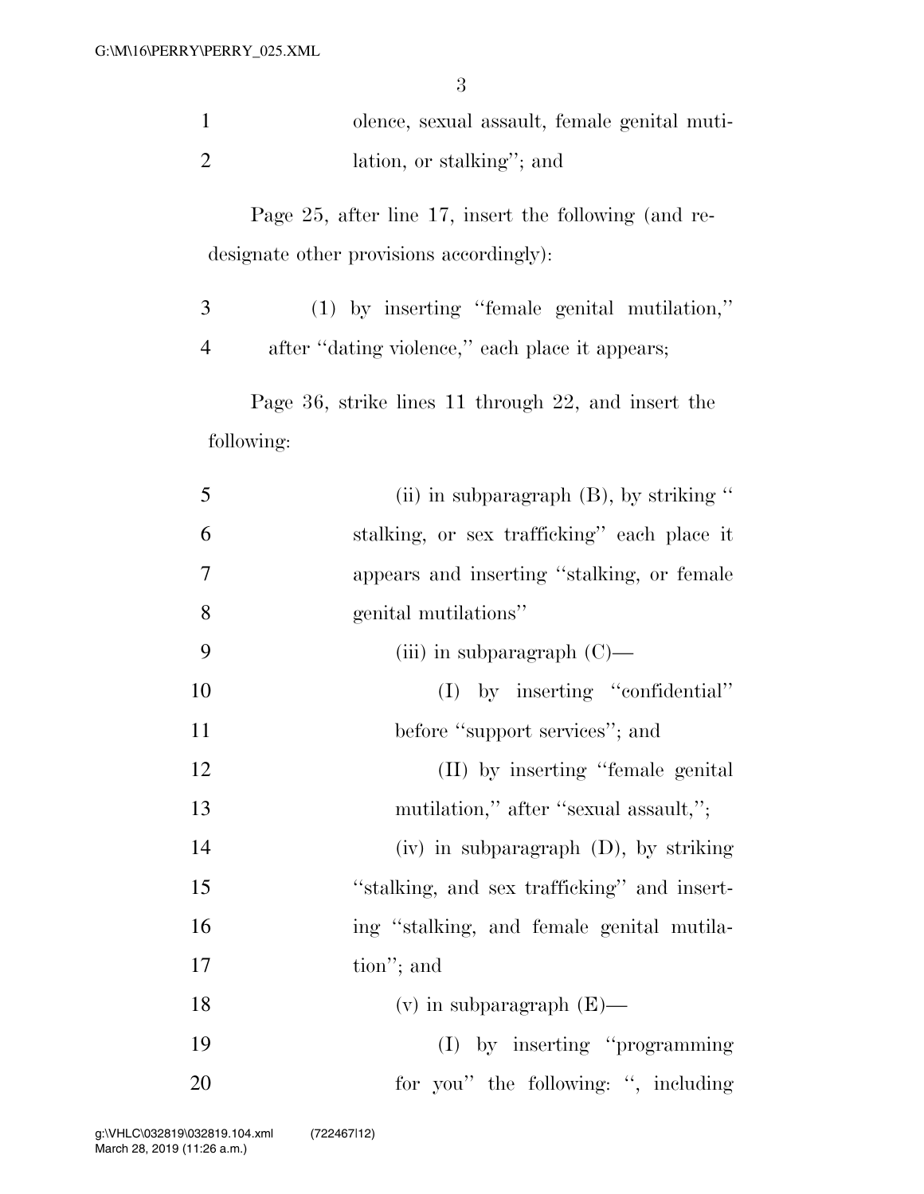1 olence, sexual assault, female genital muti-
2 lation, or stalking''; and

Page 25, after line 17, insert the following (and redesignate other provisions accordingly):

3 (1) by inserting ''female genital mutilation,''
4 after ''dating violence,'' each place it appears;

Page 36, strike lines 11 through 22, and insert the following:

5 (ii) in subparagraph (B), by striking ''
6 stalking, or sex trafficking'' each place it
7 appears and inserting ''stalking, or female
8 genital mutilations''
9 (iii) in subparagraph (C)—
10 (I) by inserting ''confidential''
11 before ''support services''; and
12 (II) by inserting ''female genital
13 mutilation,'' after ''sexual assault,'';
14 (iv) in subparagraph (D), by striking
15 ''stalking, and sex trafficking'' and insert-
16 ing ''stalking, and female genital mutila-
17 tion''; and
18 (v) in subparagraph (E)—
19 (I) by inserting ''programming
20 for you'' the following: '', including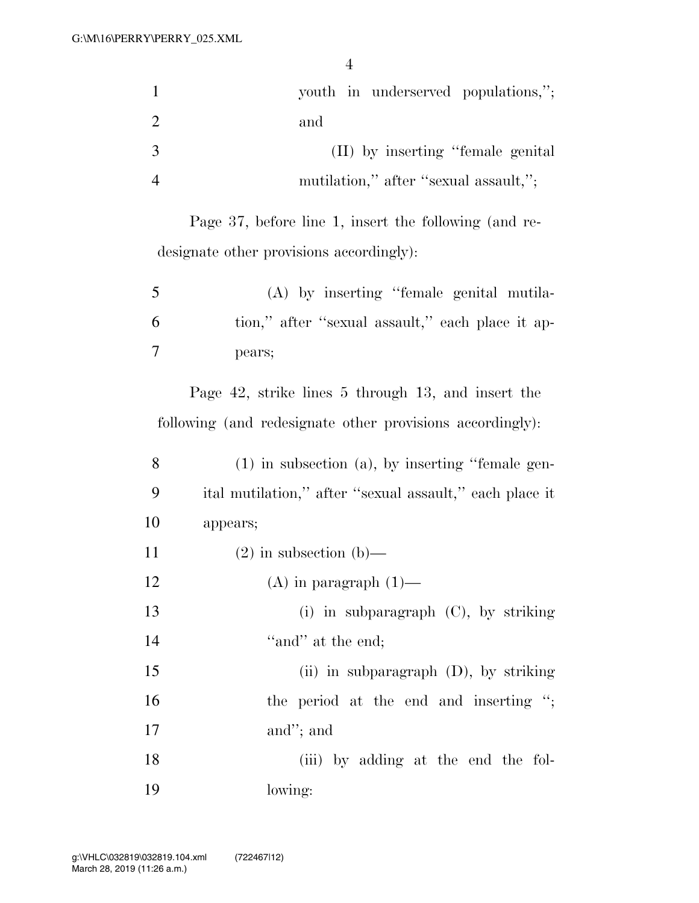youth in underserved populations,''; and

(II) by inserting ''female genital mutilation,'' after ''sexual assault,'';

Page 37, before line 1, insert the following (and redesignate other provisions accordingly):

(A) by inserting ''female genital mutilation,'' after ''sexual assault,'' each place it appears;

Page 42, strike lines 5 through 13, and insert the following (and redesignate other provisions accordingly):

(1) in subsection (a), by inserting ''female genital mutilation,'' after ''sexual assault,'' each place it appears;

(2) in subsection (b)—

(A) in paragraph (1)—

(i) in subparagraph (C), by striking ''and'' at the end;

(ii) in subparagraph (D), by striking the period at the end and inserting ''; and''; and

(iii) by adding at the end the following: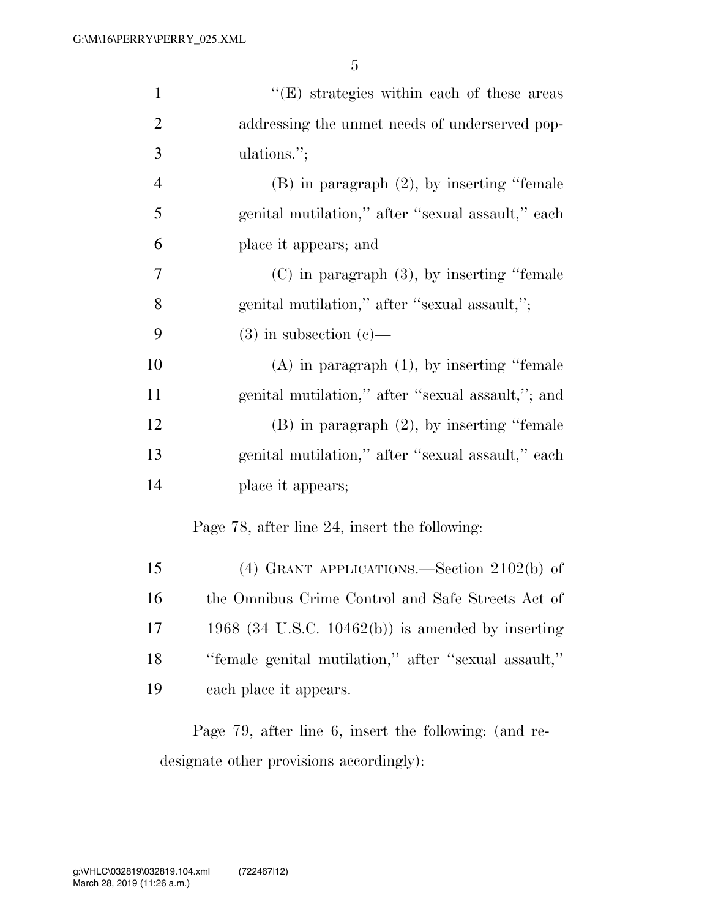"(E) strategies within each of these areas addressing the unmet needs of underserved populations.";

(B) in paragraph (2), by inserting "female genital mutilation," after "sexual assault," each place it appears; and

(C) in paragraph (3), by inserting "female genital mutilation," after "sexual assault,";

(3) in subsection (c)—

(A) in paragraph (1), by inserting "female genital mutilation," after "sexual assault,"; and

(B) in paragraph (2), by inserting "female genital mutilation," after "sexual assault," each place it appears;

Page 78, after line 24, insert the following:

(4) GRANT APPLICATIONS.—Section 2102(b) of the Omnibus Crime Control and Safe Streets Act of 1968 (34 U.S.C. 10462(b)) is amended by inserting "female genital mutilation," after "sexual assault," each place it appears.

Page 79, after line 6, insert the following: (and redesignate other provisions accordingly):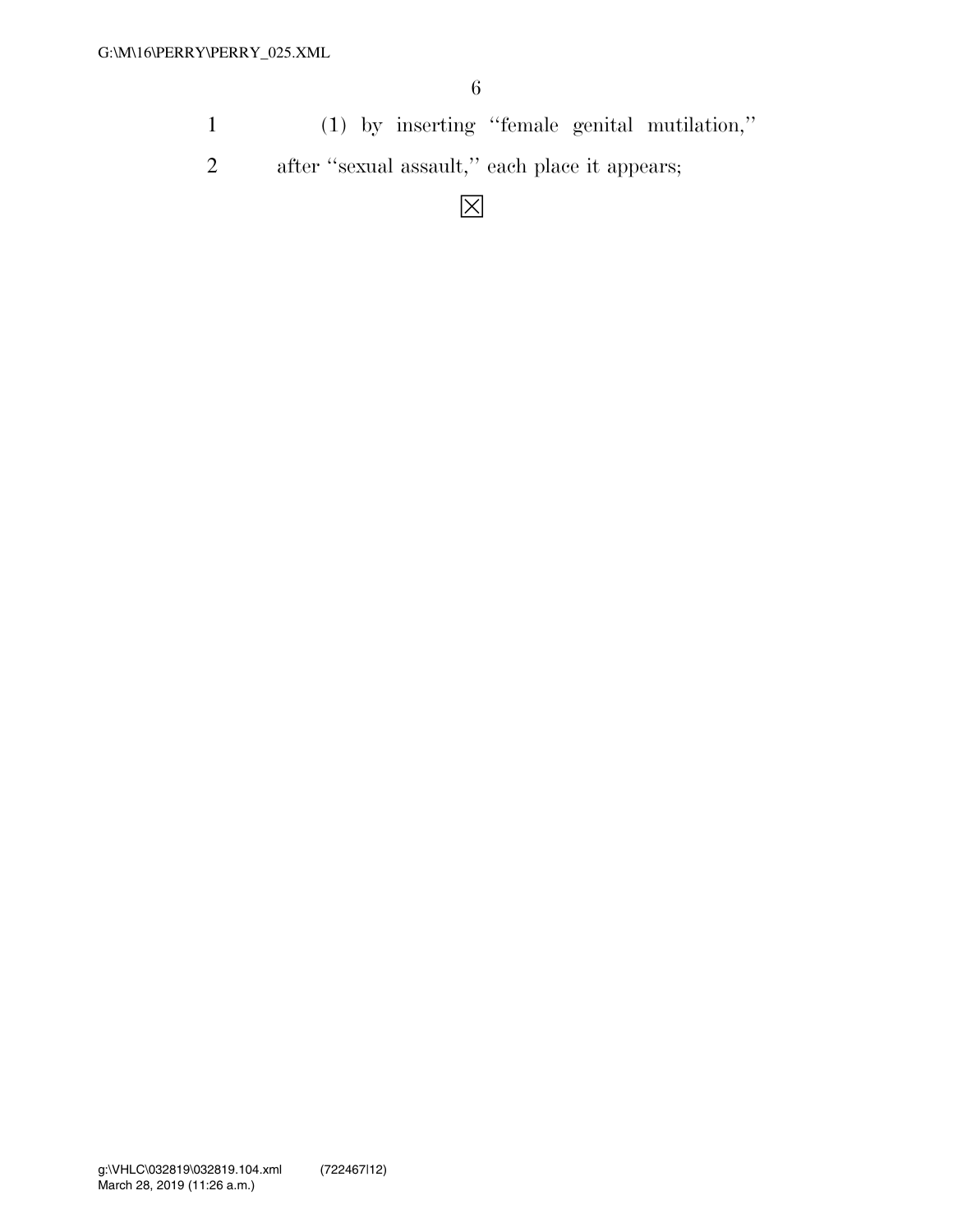(1) by inserting ''female genital mutilation,'' after ''sexual assault,'' each place it appears;